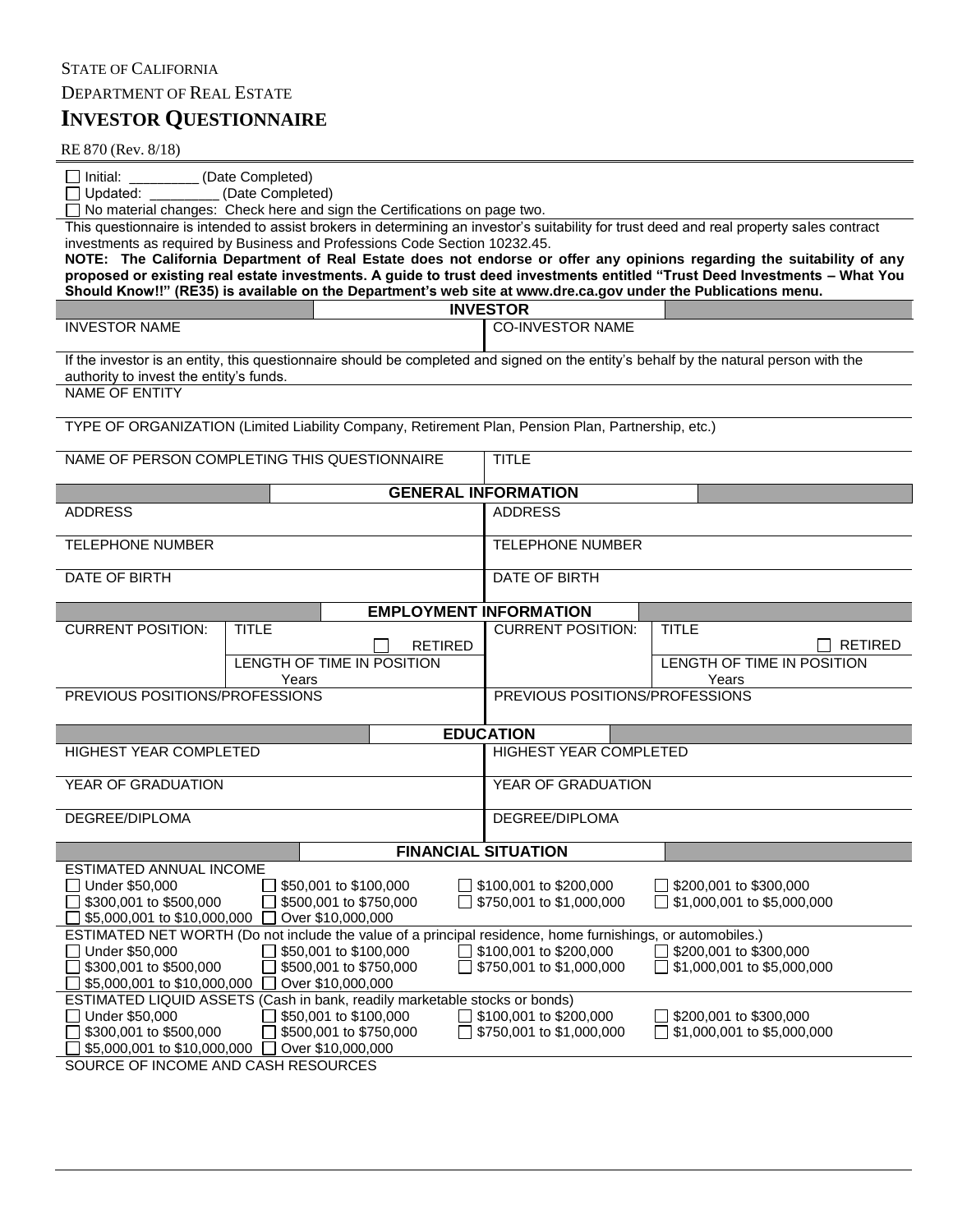STATE OF CALIFORNIA

DEPARTMENT OF REAL ESTATE

# INVESTOR QUESTIONNAIRE

RE 870 (Rev. 8/18)

☐ Initial: _________ (Date Completed)
☐ Updated: _________ (Date Completed)
☐ No material changes: Check here and sign the Certifications on page two.

This questionnaire is intended to assist brokers in determining an investor's suitability for trust deed and real property sales contract investments as required by Business and Professions Code Section 10232.45.

**NOTE: The California Department of Real Estate does not endorse or offer any opinions regarding the suitability of any proposed or existing real estate investments. A guide to trust deed investments entitled "Trust Deed Investments – What You Should Know!!" (RE35) is available on the Department's web site at www.dre.ca.gov under the Publications menu.**

## INVESTOR

| INVESTOR NAME | CO-INVESTOR NAME |
|---|---|
| | |

If the investor is an entity, this questionnaire should be completed and signed on the entity's behalf by the natural person with the authority to invest the entity's funds.

NAME OF ENTITY

TYPE OF ORGANIZATION (Limited Liability Company, Retirement Plan, Pension Plan, Partnership, etc.)

| NAME OF PERSON COMPLETING THIS QUESTIONNAIRE | TITLE |
|---|---|
| | |

## GENERAL INFORMATION

| ADDRESS | ADDRESS |
|---|---|
| TELEPHONE NUMBER | TELEPHONE NUMBER |
| DATE OF BIRTH | DATE OF BIRTH |

## EMPLOYMENT INFORMATION

| CURRENT POSITION: | TITLE ☐ RETIRED | CURRENT POSITION: | TITLE ☐ RETIRED |
|---|---|---|---|
| | LENGTH OF TIME IN POSITION Years | | LENGTH OF TIME IN POSITION Years |
| PREVIOUS POSITIONS/PROFESSIONS | | PREVIOUS POSITIONS/PROFESSIONS | |

## EDUCATION

| HIGHEST YEAR COMPLETED | HIGHEST YEAR COMPLETED |
|---|---|
| YEAR OF GRADUATION | YEAR OF GRADUATION |
| DEGREE/DIPLOMA | DEGREE/DIPLOMA |

## FINANCIAL SITUATION

ESTIMATED ANNUAL INCOME
☐ Under $50,000 ☐ $50,001 to $100,000 ☐ $100,001 to $200,000 ☐ $200,001 to $300,000
☐ $300,001 to $500,000 ☐ $500,001 to $750,000 ☐ $750,001 to $1,000,000 ☐ $1,000,001 to $5,000,000
☐ $5,000,001 to $10,000,000 ☐ Over $10,000,000

ESTIMATED NET WORTH (Do not include the value of a principal residence, home furnishings, or automobiles.)
☐ Under $50,000 ☐ $50,001 to $100,000 ☐ $100,001 to $200,000 ☐ $200,001 to $300,000
☐ $300,001 to $500,000 ☐ $500,001 to $750,000 ☐ $750,001 to $1,000,000 ☐ $1,000,001 to $5,000,000
☐ $5,000,001 to $10,000,000 ☐ Over $10,000,000

ESTIMATED LIQUID ASSETS (Cash in bank, readily marketable stocks or bonds)
☐ Under $50,000 ☐ $50,001 to $100,000 ☐ $100,001 to $200,000 ☐ $200,001 to $300,000
☐ $300,001 to $500,000 ☐ $500,001 to $750,000 ☐ $750,001 to $1,000,000 ☐ $1,000,001 to $5,000,000
☐ $5,000,001 to $10,000,000 ☐ Over $10,000,000

SOURCE OF INCOME AND CASH RESOURCES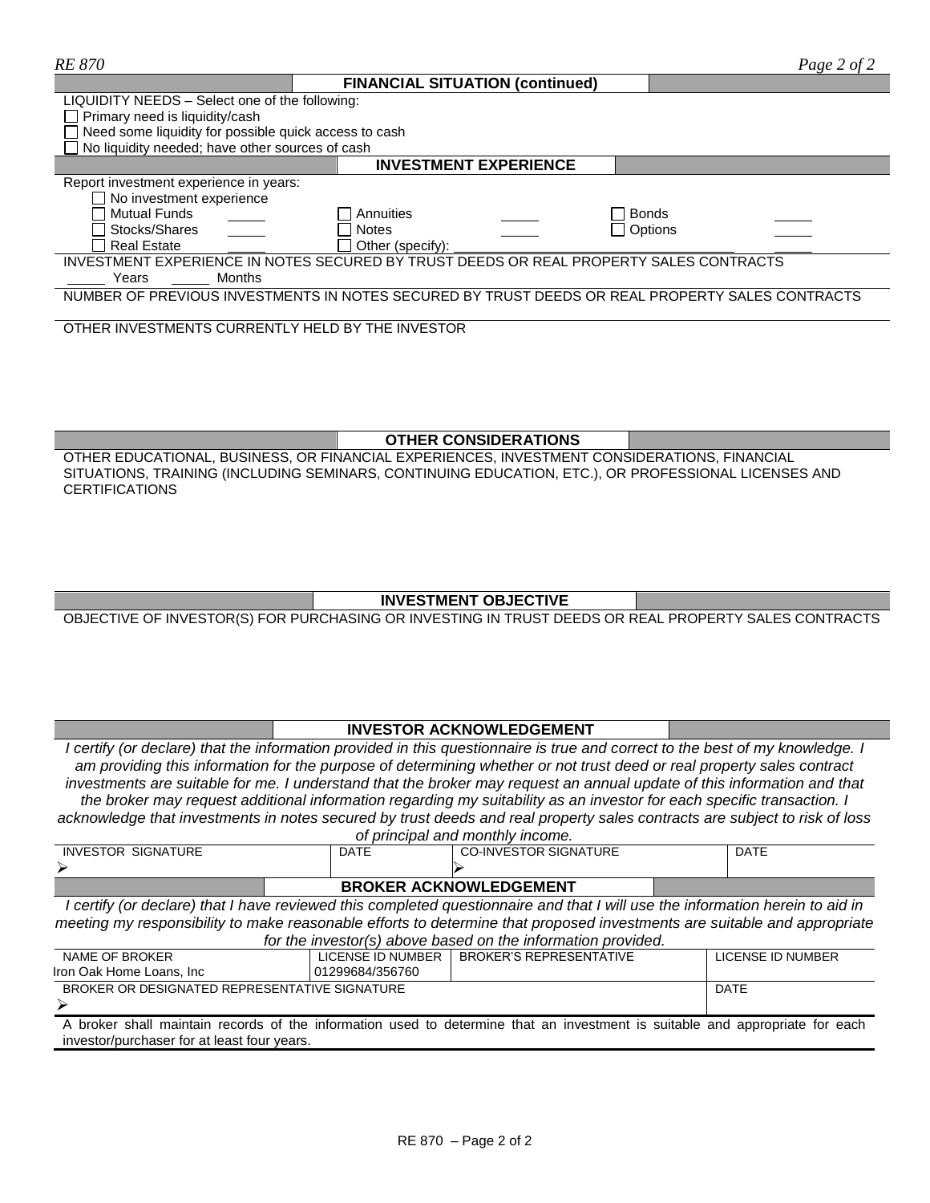## FINANCIAL SITUATION (continued)

LIQUIDITY NEEDS – Select one of the following:

- ☐ Primary need is liquidity/cash
- ☐ Need some liquidity for possible quick access to cash
- ☐ No liquidity needed; have other sources of cash

## INVESTMENT EXPERIENCE

Report investment experience in years:

☐ No investment experience

| | | | | | |
|---|---|---|---|---|---|
| ☐ Mutual Funds | _____ | ☐ Annuities | _____ | ☐ Bonds | _____ |
| ☐ Stocks/Shares | _____ | ☐ Notes | _____ | ☐ Options | _____ |
| ☐ Real Estate | _____ | ☐ Other (specify): ______________________ | | | _____ |

INVESTMENT EXPERIENCE IN NOTES SECURED BY TRUST DEEDS OR REAL PROPERTY SALES CONTRACTS

_____ Years _____ Months

NUMBER OF PREVIOUS INVESTMENTS IN NOTES SECURED BY TRUST DEEDS OR REAL PROPERTY SALES CONTRACTS

OTHER INVESTMENTS CURRENTLY HELD BY THE INVESTOR

## OTHER CONSIDERATIONS

OTHER EDUCATIONAL, BUSINESS, OR FINANCIAL EXPERIENCES, INVESTMENT CONSIDERATIONS, FINANCIAL SITUATIONS, TRAINING (INCLUDING SEMINARS, CONTINUING EDUCATION, ETC.), OR PROFESSIONAL LICENSES AND CERTIFICATIONS

## INVESTMENT OBJECTIVE

OBJECTIVE OF INVESTOR(S) FOR PURCHASING OR INVESTING IN TRUST DEEDS OR REAL PROPERTY SALES CONTRACTS

## INVESTOR ACKNOWLEDGEMENT

*I certify (or declare) that the information provided in this questionnaire is true and correct to the best of my knowledge. I am providing this information for the purpose of determining whether or not trust deed or real property sales contract investments are suitable for me. I understand that the broker may request an annual update of this information and that the broker may request additional information regarding my suitability as an investor for each specific transaction. I acknowledge that investments in notes secured by trust deeds and real property sales contracts are subject to risk of loss of principal and monthly income.*

| INVESTOR SIGNATURE | DATE | CO-INVESTOR SIGNATURE | DATE |
|---|---|---|---|
| ➢ | | ➢ | |

## BROKER ACKNOWLEDGEMENT

*I certify (or declare) that I have reviewed this completed questionnaire and that I will use the information herein to aid in meeting my responsibility to make reasonable efforts to determine that proposed investments are suitable and appropriate for the investor(s) above based on the information provided.*

| NAME OF BROKER | LICENSE ID NUMBER | BROKER'S REPRESENTATIVE | LICENSE ID NUMBER |
|---|---|---|---|
| Iron Oak Home Loans, Inc | 01299684/356760 | | |

| BROKER OR DESIGNATED REPRESENTATIVE SIGNATURE | DATE |
|---|---|
| ➢ | |

A broker shall maintain records of the information used to determine that an investment is suitable and appropriate for each investor/purchaser for at least four years.